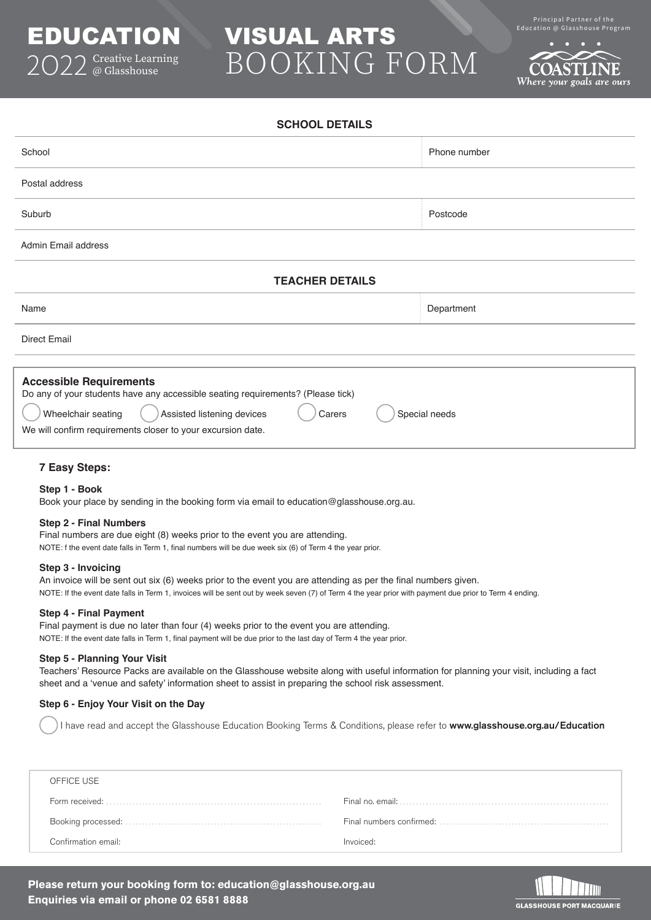# EDUCATION 2022 Creative Learning @ Glasshouse

# VISUAL ARTS BOOKING FORM

Principal Partner of the Education @ Glasshouse Program

COASTLINE
*Where your goals are ours*

## SCHOOL DETAILS

| School | Phone number |
|---|---|
| Postal address | |
| Suburb | Postcode |
| Admin Email address | |

## TEACHER DETAILS

| Name | Department |
|---|---|
| Direct Email | |

**Accessible Requirements**

Do any of your students have any accessible seating requirements? (Please tick)

◯ Wheelchair seating ◯ Assisted listening devices ◯ Carers ◯ Special needs

We will confirm requirements closer to your excursion date.

### 7 Easy Steps:

**Step 1 - Book**

Book your place by sending in the booking form via email to education@glasshouse.org.au.

**Step 2 - Final Numbers**

Final numbers are due eight (8) weeks prior to the event you are attending.

NOTE: f the event date falls in Term 1, final numbers will be due week six (6) of Term 4 the year prior.

**Step 3 - Invoicing**

An invoice will be sent out six (6) weeks prior to the event you are attending as per the final numbers given.

NOTE: If the event date falls in Term 1, invoices will be sent out by week seven (7) of Term 4 the year prior with payment due prior to Term 4 ending.

**Step 4 - Final Payment**

Final payment is due no later than four (4) weeks prior to the event you are attending.

NOTE: If the event date falls in Term 1, final payment will be due prior to the last day of Term 4 the year prior.

**Step 5 - Planning Your Visit**

Teachers' Resource Packs are available on the Glasshouse website along with useful information for planning your visit, including a fact sheet and a 'venue and safety' information sheet to assist in preparing the school risk assessment.

**Step 6 - Enjoy Your Visit on the Day**

◯ I have read and accept the Glasshouse Education Booking Terms & Conditions, please refer to **www.glasshouse.org.au/Education**

OFFICE USE

| | |
|---|---|
| Form received: | Final no. email: |
| Booking processed: | Final numbers confirmed: |
| Confirmation email: | Invoiced: |

**Please return your booking form to: education@glasshouse.org.au**
**Enquiries via email or phone 02 6581 8888**

GLASSHOUSE PORT MACQUARIE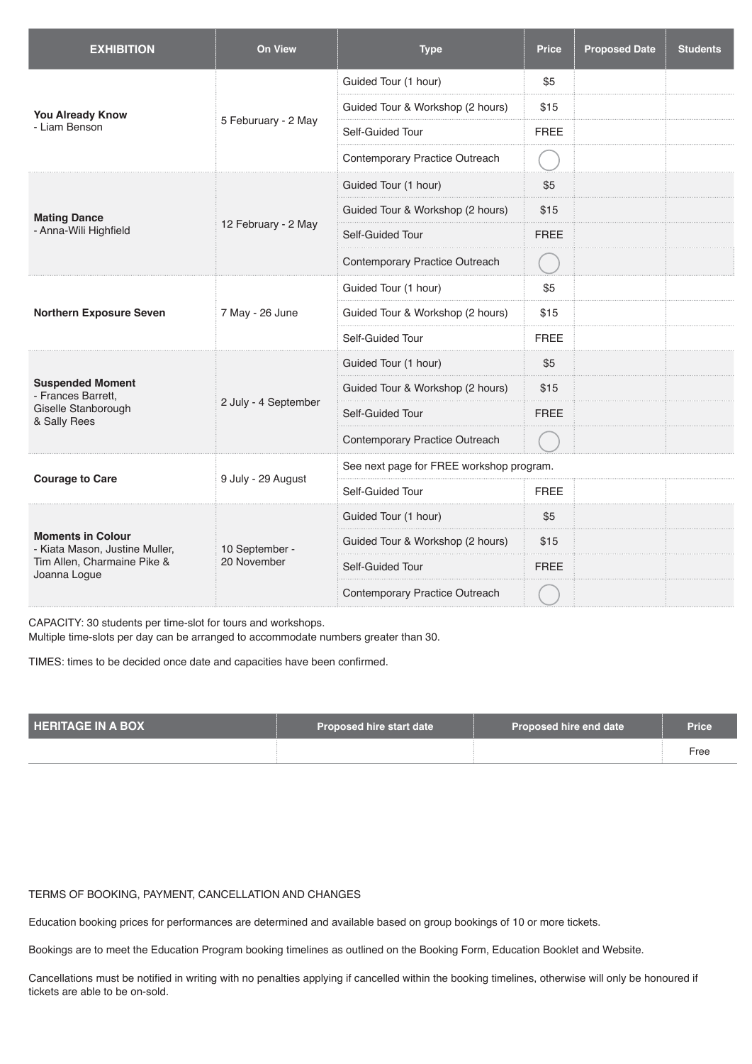| EXHIBITION | On View | Type | Price | Proposed Date | Students |
|---|---|---|---|---|---|
| **You Already Know** - Liam Benson | 5 Feburuary - 2 May | Guided Tour (1 hour) | $5 | | |
| | | Guided Tour & Workshop (2 hours) | $15 | | |
| | | Self-Guided Tour | FREE | | |
| | | Contemporary Practice Outreach | ◯ | | |
| **Mating Dance** - Anna-Wili Highfield | 12 February - 2 May | Guided Tour (1 hour) | $5 | | |
| | | Guided Tour & Workshop (2 hours) | $15 | | |
| | | Self-Guided Tour | FREE | | |
| | | Contemporary Practice Outreach | ◯ | | |
| **Northern Exposure Seven** | 7 May - 26 June | Guided Tour (1 hour) | $5 | | |
| | | Guided Tour & Workshop (2 hours) | $15 | | |
| | | Self-Guided Tour | FREE | | |
| **Suspended Moment** - Frances Barrett, Giselle Stanborough & Sally Rees | 2 July - 4 September | Guided Tour (1 hour) | $5 | | |
| | | Guided Tour & Workshop (2 hours) | $15 | | |
| | | Self-Guided Tour | FREE | | |
| | | Contemporary Practice Outreach | ◯ | | |
| **Courage to Care** | 9 July - 29 August | See next page for FREE workshop program. | | | |
| | | Self-Guided Tour | FREE | | |
| **Moments in Colour** - Kiata Mason, Justine Muller, Tim Allen, Charmaine Pike & Joanna Logue | 10 September - 20 November | Guided Tour (1 hour) | $5 | | |
| | | Guided Tour & Workshop (2 hours) | $15 | | |
| | | Self-Guided Tour | FREE | | |
| | | Contemporary Practice Outreach | ◯ | | |

CAPACITY: 30 students per time-slot for tours and workshops.
Multiple time-slots per day can be arranged to accommodate numbers greater than 30.

TIMES: times to be decided once date and capacities have been confirmed.

| HERITAGE IN A BOX | Proposed hire start date | Proposed hire end date | Price |
|---|---|---|---|
| | | | Free |

TERMS OF BOOKING, PAYMENT, CANCELLATION AND CHANGES

Education booking prices for performances are determined and available based on group bookings of 10 or more tickets.

Bookings are to meet the Education Program booking timelines as outlined on the Booking Form, Education Booklet and Website.

Cancellations must be notified in writing with no penalties applying if cancelled within the booking timelines, otherwise will only be honoured if tickets are able to be on-sold.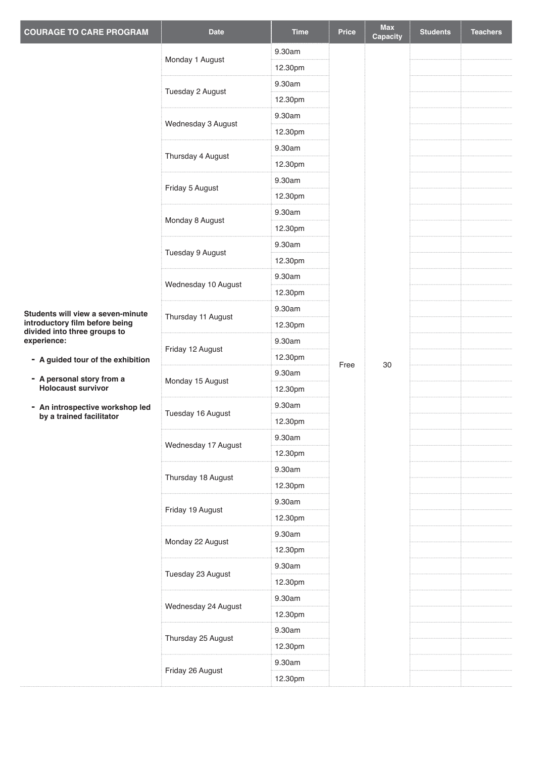| COURAGE TO CARE PROGRAM | Date | Time | Price | Max Capacity | Students | Teachers |
|---|---|---|---|---|---|---|
| Students will view a seven-minute introductory film before being divided into three groups to experience:<br>- A guided tour of the exhibition<br>- A personal story from a Holocaust survivor<br>- An introspective workshop led by a trained facilitator | Monday 1 August | 9.30am | Free | 30 | | |
| | | 12.30pm | | | | |
| | Tuesday 2 August | 9.30am | | | | |
| | | 12.30pm | | | | |
| | Wednesday 3 August | 9.30am | | | | |
| | | 12.30pm | | | | |
| | Thursday 4 August | 9.30am | | | | |
| | | 12.30pm | | | | |
| | Friday 5 August | 9.30am | | | | |
| | | 12.30pm | | | | |
| | Monday 8 August | 9.30am | | | | |
| | | 12.30pm | | | | |
| | Tuesday 9 August | 9.30am | | | | |
| | | 12.30pm | | | | |
| | Wednesday 10 August | 9.30am | | | | |
| | | 12.30pm | | | | |
| | Thursday 11 August | 9.30am | | | | |
| | | 12.30pm | | | | |
| | Friday 12 August | 9.30am | | | | |
| | | 12.30pm | | | | |
| | Monday 15 August | 9.30am | | | | |
| | | 12.30pm | | | | |
| | Tuesday 16 August | 9.30am | | | | |
| | | 12.30pm | | | | |
| | Wednesday 17 August | 9.30am | | | | |
| | | 12.30pm | | | | |
| | Thursday 18 August | 9.30am | | | | |
| | | 12.30pm | | | | |
| | Friday 19 August | 9.30am | | | | |
| | | 12.30pm | | | | |
| | Monday 22 August | 9.30am | | | | |
| | | 12.30pm | | | | |
| | Tuesday 23 August | 9.30am | | | | |
| | | 12.30pm | | | | |
| | Wednesday 24 August | 9.30am | | | | |
| | | 12.30pm | | | | |
| | Thursday 25 August | 9.30am | | | | |
| | | 12.30pm | | | | |
| | Friday 26 August | 9.30am | | | | |
| | | 12.30pm | | | | |